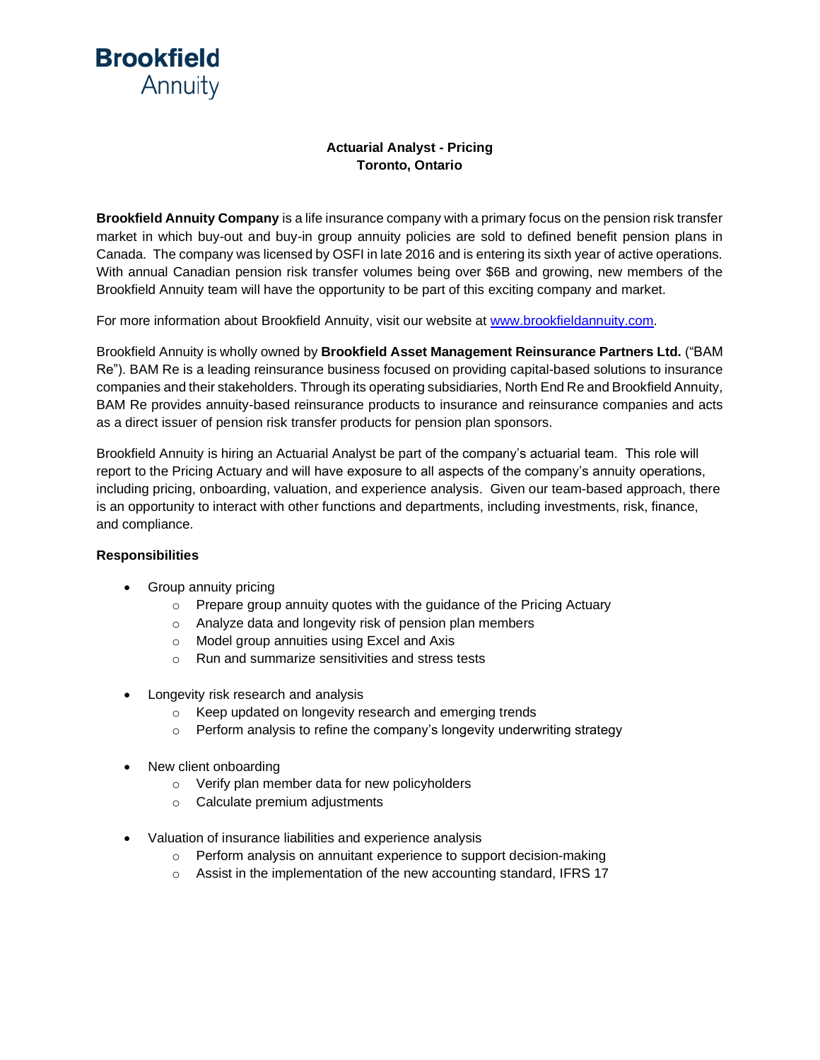**Brookfield**
Annuity

# Actuarial Analyst - Pricing
## Toronto, Ontario

**Brookfield Annuity Company** is a life insurance company with a primary focus on the pension risk transfer market in which buy-out and buy-in group annuity policies are sold to defined benefit pension plans in Canada. The company was licensed by OSFI in late 2016 and is entering its sixth year of active operations. With annual Canadian pension risk transfer volumes being over $6B and growing, new members of the Brookfield Annuity team will have the opportunity to be part of this exciting company and market.

For more information about Brookfield Annuity, visit our website at [www.brookfieldannuity.com](www.brookfieldannuity.com).

Brookfield Annuity is wholly owned by **Brookfield Asset Management Reinsurance Partners Ltd.** ("BAM Re"). BAM Re is a leading reinsurance business focused on providing capital-based solutions to insurance companies and their stakeholders. Through its operating subsidiaries, North End Re and Brookfield Annuity, BAM Re provides annuity-based reinsurance products to insurance and reinsurance companies and acts as a direct issuer of pension risk transfer products for pension plan sponsors.

Brookfield Annuity is hiring an Actuarial Analyst be part of the company's actuarial team. This role will report to the Pricing Actuary and will have exposure to all aspects of the company's annuity operations, including pricing, onboarding, valuation, and experience analysis. Given our team-based approach, there is an opportunity to interact with other functions and departments, including investments, risk, finance, and compliance.

**Responsibilities**

- Group annuity pricing
  - Prepare group annuity quotes with the guidance of the Pricing Actuary
  - Analyze data and longevity risk of pension plan members
  - Model group annuities using Excel and Axis
  - Run and summarize sensitivities and stress tests
- Longevity risk research and analysis
  - Keep updated on longevity research and emerging trends
  - Perform analysis to refine the company's longevity underwriting strategy
- New client onboarding
  - Verify plan member data for new policyholders
  - Calculate premium adjustments
- Valuation of insurance liabilities and experience analysis
  - Perform analysis on annuitant experience to support decision-making
  - Assist in the implementation of the new accounting standard, IFRS 17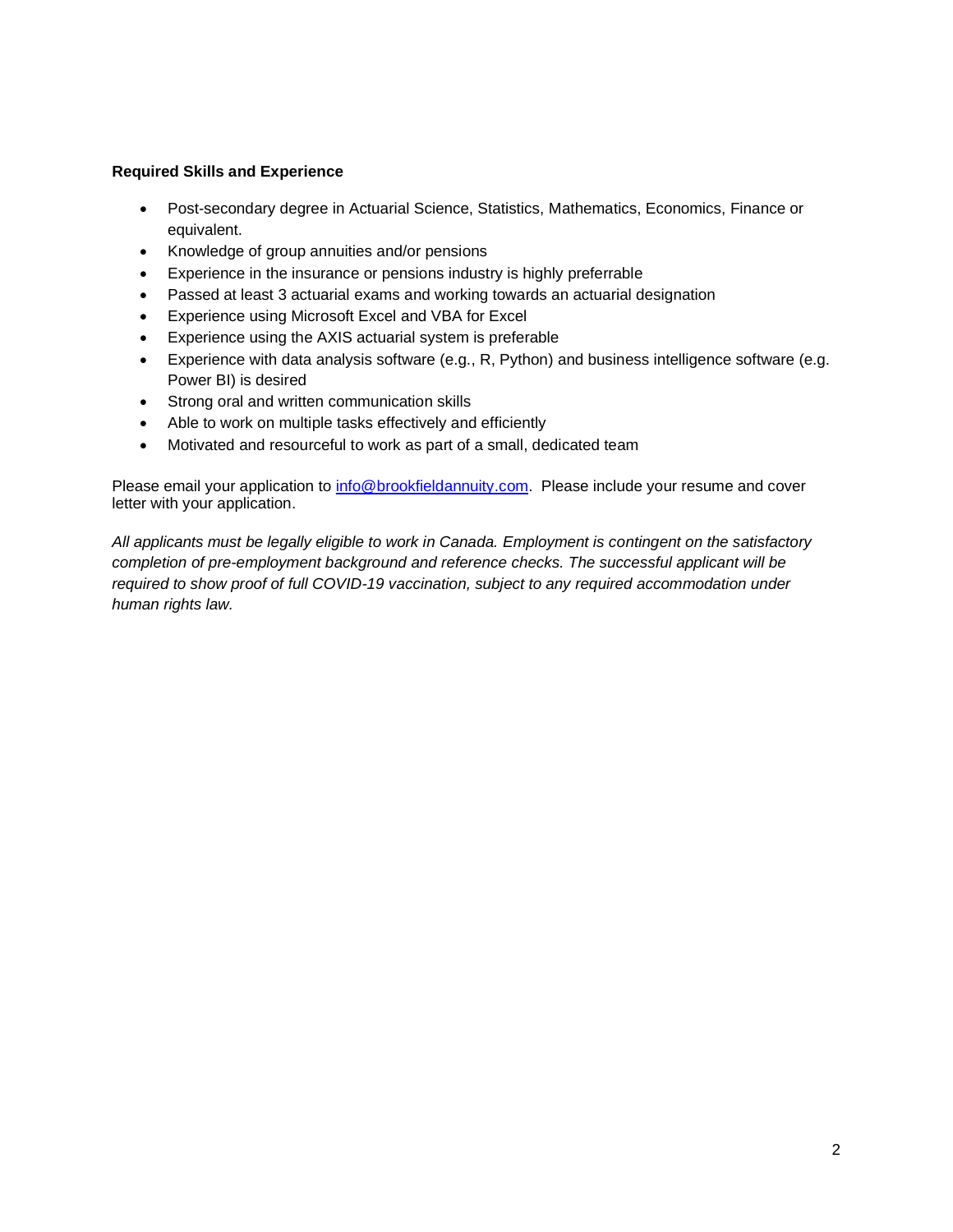**Required Skills and Experience**

- Post-secondary degree in Actuarial Science, Statistics, Mathematics, Economics, Finance or equivalent.
- Knowledge of group annuities and/or pensions
- Experience in the insurance or pensions industry is highly preferrable
- Passed at least 3 actuarial exams and working towards an actuarial designation
- Experience using Microsoft Excel and VBA for Excel
- Experience using the AXIS actuarial system is preferable
- Experience with data analysis software (e.g., R, Python) and business intelligence software (e.g. Power BI) is desired
- Strong oral and written communication skills
- Able to work on multiple tasks effectively and efficiently
- Motivated and resourceful to work as part of a small, dedicated team

Please email your application to info@brookfieldannuity.com. Please include your resume and cover letter with your application.

*All applicants must be legally eligible to work in Canada. Employment is contingent on the satisfactory completion of pre-employment background and reference checks. The successful applicant will be required to show proof of full COVID-19 vaccination, subject to any required accommodation under human rights law.*